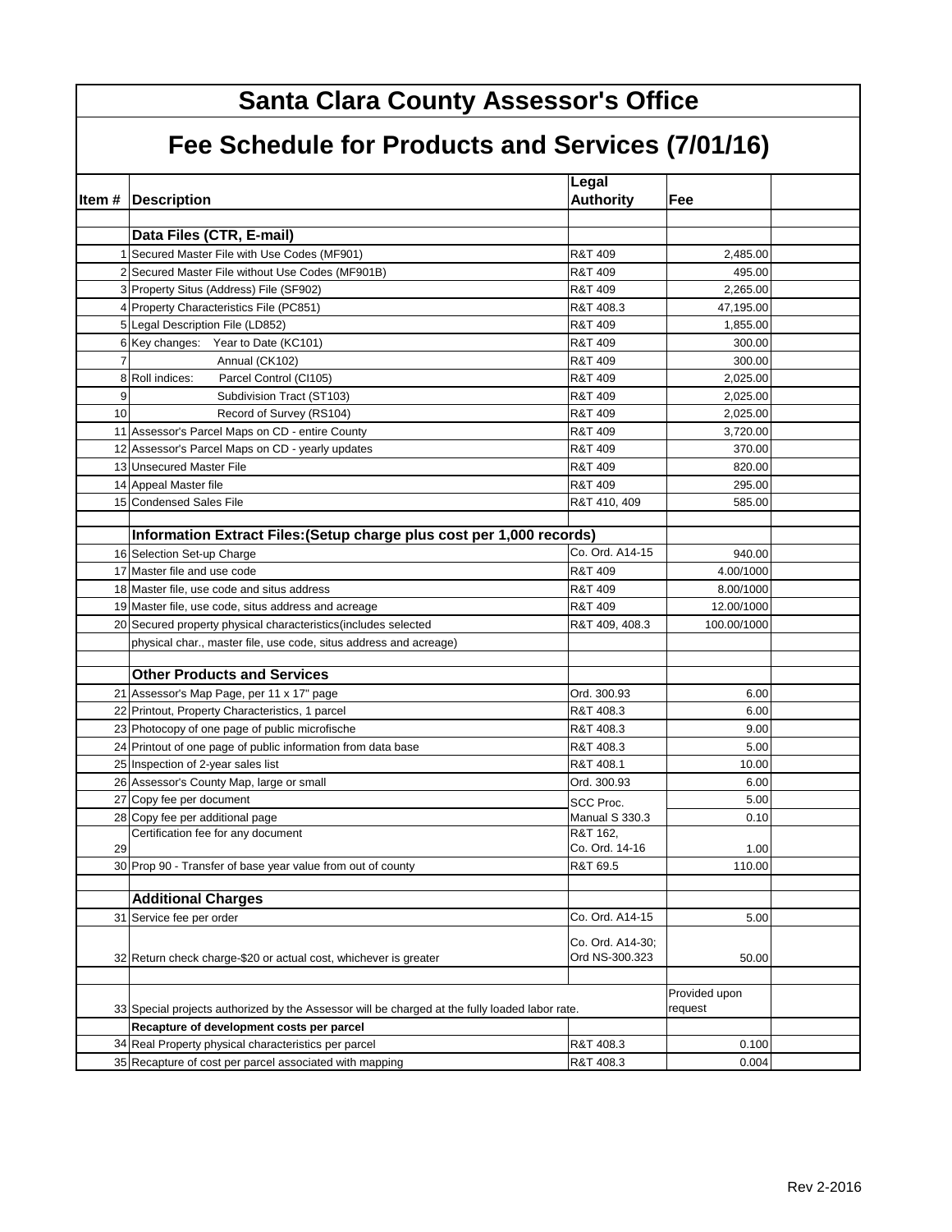# Santa Clara County Assessor's Office

## Fee Schedule for Products and Services (7/01/16)

| Item # | Description | Legal Authority | Fee |
|---|---|---|---|
| | **Data Files (CTR, E-mail)** | | |
| 1 | Secured Master File with Use Codes (MF901) | R&T 409 | 2,485.00 |
| 2 | Secured Master File without Use Codes (MF901B) | R&T 409 | 495.00 |
| 3 | Property Situs (Address) File (SF902) | R&T 409 | 2,265.00 |
| 4 | Property Characteristics File (PC851) | R&T 408.3 | 47,195.00 |
| 5 | Legal Description File (LD852) | R&T 409 | 1,855.00 |
| 6 | Key changes: Year to Date (KC101) | R&T 409 | 300.00 |
| 7 | Annual (CK102) | R&T 409 | 300.00 |
| 8 | Roll indices: Parcel Control (CI105) | R&T 409 | 2,025.00 |
| 9 | Subdivision Tract (ST103) | R&T 409 | 2,025.00 |
| 10 | Record of Survey (RS104) | R&T 409 | 2,025.00 |
| 11 | Assessor's Parcel Maps on CD - entire County | R&T 409 | 3,720.00 |
| 12 | Assessor's Parcel Maps on CD - yearly updates | R&T 409 | 370.00 |
| 13 | Unsecured Master File | R&T 409 | 820.00 |
| 14 | Appeal Master file | R&T 409 | 295.00 |
| 15 | Condensed Sales File | R&T 410, 409 | 585.00 |
| | **Information Extract Files:(Setup charge plus cost per 1,000 records)** | | |
| 16 | Selection Set-up Charge | Co. Ord. A14-15 | 940.00 |
| 17 | Master file and use code | R&T 409 | 4.00/1000 |
| 18 | Master file, use code and situs address | R&T 409 | 8.00/1000 |
| 19 | Master file, use code, situs address and acreage | R&T 409 | 12.00/1000 |
| 20 | Secured property physical characteristics(includes selected physical char., master file, use code, situs address and acreage) | R&T 409, 408.3 | 100.00/1000 |
| | **Other Products and Services** | | |
| 21 | Assessor's Map Page, per 11 x 17" page | Ord. 300.93 | 6.00 |
| 22 | Printout, Property Characteristics, 1 parcel | R&T 408.3 | 6.00 |
| 23 | Photocopy of one page of public microfische | R&T 408.3 | 9.00 |
| 24 | Printout of one page of public information from data base | R&T 408.3 | 5.00 |
| 25 | Inspection of 2-year sales list | R&T 408.1 | 10.00 |
| 26 | Assessor's County Map, large or small | Ord. 300.93 | 6.00 |
| 27 | Copy fee per document | SCC Proc. Manual S 330.3 | 5.00 |
| 28 | Copy fee per additional page | | 0.10 |
| 29 | Certification fee for any document | R&T 162, Co. Ord. 14-16 | 1.00 |
| 30 | Prop 90 - Transfer of base year value from out of county | R&T 69.5 | 110.00 |
| | **Additional Charges** | | |
| 31 | Service fee per order | Co. Ord. A14-15 | 5.00 |
| 32 | Return check charge-$20 or actual cost, whichever is greater | Co. Ord. A14-30; Ord NS-300.323 | 50.00 |
| 33 | Special projects authorized by the Assessor will be charged at the fully loaded labor rate. | | Provided upon request |
| | **Recapture of development costs per parcel** | | |
| 34 | Real Property physical characteristics per parcel | R&T 408.3 | 0.100 |
| 35 | Recapture of cost per parcel associated with mapping | R&T 408.3 | 0.004 |

Rev 2-2016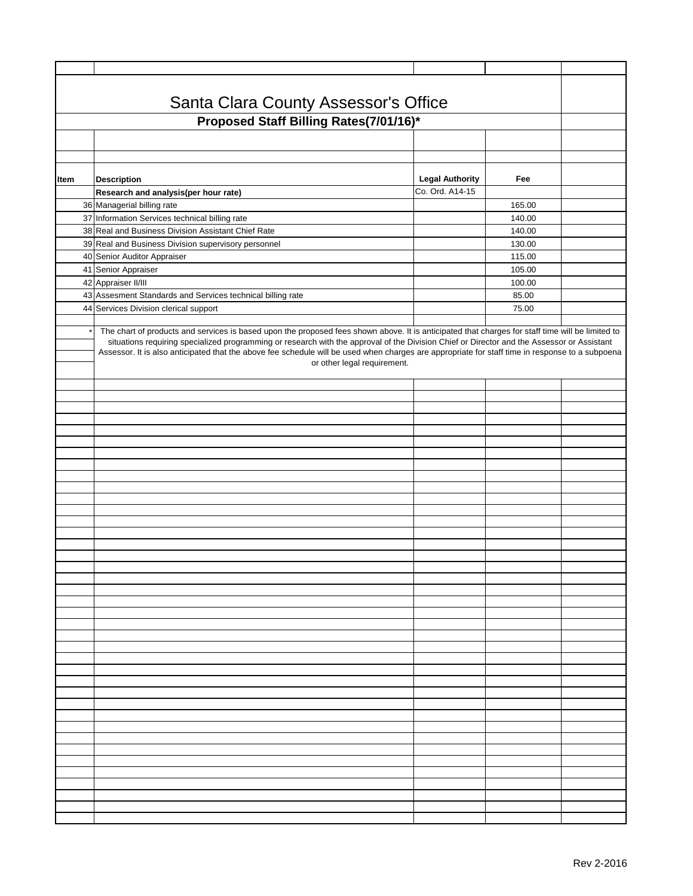# Santa Clara County Assessor's Office

## Proposed Staff Billing Rates(7/01/16)*

| Item | Description | Legal Authority | Fee | |
|---|---|---|---|---|
| | **Research and analysis(per hour rate)** | Co. Ord. A14-15 | | |
| 36 | Managerial billing rate | | 165.00 | |
| 37 | Information Services technical billing rate | | 140.00 | |
| 38 | Real and Business Division Assistant Chief Rate | | 140.00 | |
| 39 | Real and Business Division supervisory personnel | | 130.00 | |
| 40 | Senior Auditor Appraiser | | 115.00 | |
| 41 | Senior Appraiser | | 105.00 | |
| 42 | Appraiser II/III | | 100.00 | |
| 43 | Assesment Standards and Services technical billing rate | | 85.00 | |
| 44 | Services Division clerical support | | 75.00 | |

* The chart of products and services is based upon the proposed fees shown above. It is anticipated that charges for staff time will be limited to situations requiring specialized programming or research with the approval of the Division Chief or Director and the Assessor or Assistant Assessor. It is also anticipated that the above fee schedule will be used when charges are appropriate for staff time in response to a subpoena or other legal requirement.

Rev 2-2016